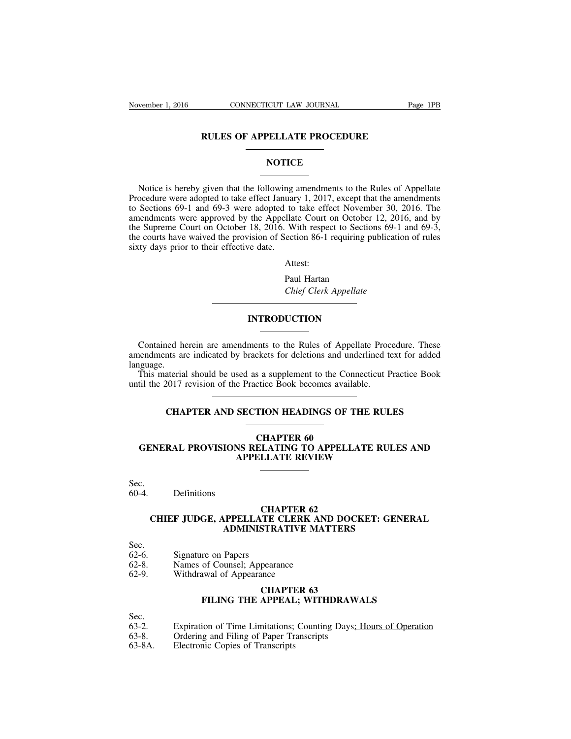# RULES OF APPELLATE PROCEDURE

## NOTICE

Notice is hereby given that the following amendments to the Rules of Appellate Procedure were adopted to take effect January 1, 2017, except that the amendments to Sections 69-1 and 69-3 were adopted to take effect November 30, 2016. The amendments were approved by the Appellate Court on October 12, 2016, and by the Supreme Court on October 18, 2016. With respect to Sections 69-1 and 69-3, the courts have waived the provision of Section 86-1 requiring publication of rules sixty days prior to their effective date.

Attest:

Paul Hartan
*Chief Clerk Appellate*

## INTRODUCTION

Contained herein are amendments to the Rules of Appellate Procedure. These amendments are indicated by brackets for deletions and underlined text for added language.

This material should be used as a supplement to the Connecticut Practice Book until the 2017 revision of the Practice Book becomes available.

## CHAPTER AND SECTION HEADINGS OF THE RULES

### CHAPTER 60
### GENERAL PROVISIONS RELATING TO APPELLATE RULES AND APPELLATE REVIEW

Sec.
60-4. Definitions

### CHAPTER 62
### CHIEF JUDGE, APPELLATE CLERK AND DOCKET: GENERAL ADMINISTRATIVE MATTERS

Sec.
62-6. Signature on Papers
62-8. Names of Counsel; Appearance
62-9. Withdrawal of Appearance

### CHAPTER 63
### FILING THE APPEAL; WITHDRAWALS

Sec.
63-2. Expiration of Time Limitations; Counting Days<u>; Hours of Operation</u>
63-8. Ordering and Filing of Paper Transcripts
63-8A. Electronic Copies of Transcripts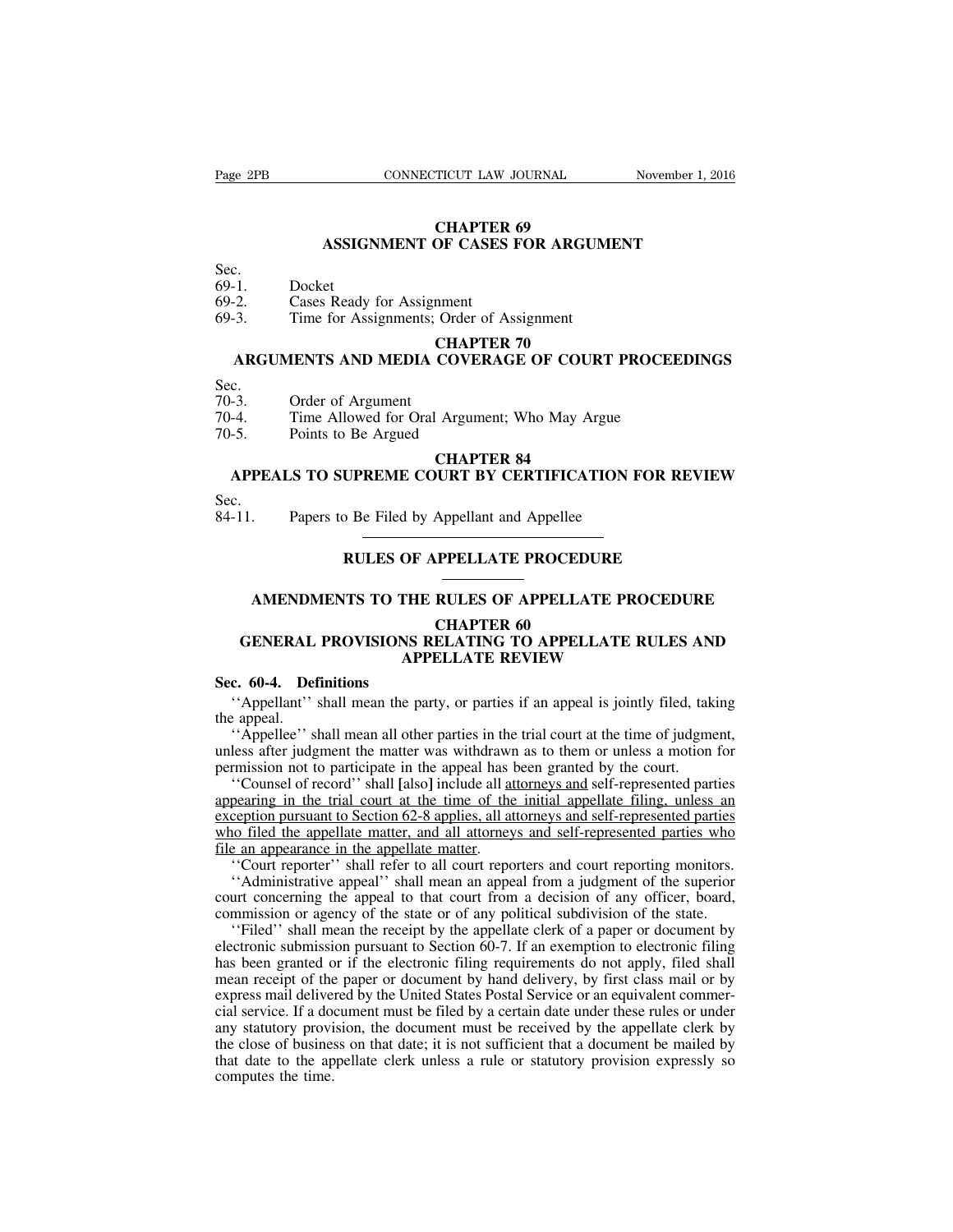## CHAPTER 69
## ASSIGNMENT OF CASES FOR ARGUMENT

Sec.
69-1. Docket
69-2. Cases Ready for Assignment
69-3. Time for Assignments; Order of Assignment

## CHAPTER 70
## ARGUMENTS AND MEDIA COVERAGE OF COURT PROCEEDINGS

Sec.
70-3. Order of Argument
70-4. Time Allowed for Oral Argument; Who May Argue
70-5. Points to Be Argued

## CHAPTER 84
## APPEALS TO SUPREME COURT BY CERTIFICATION FOR REVIEW

Sec.
84-11. Papers to Be Filed by Appellant and Appellee

---

# RULES OF APPELLATE PROCEDURE

---

# AMENDMENTS TO THE RULES OF APPELLATE PROCEDURE

## CHAPTER 60
## GENERAL PROVISIONS RELATING TO APPELLATE RULES AND APPELLATE REVIEW

**Sec. 60-4. Definitions**

''Appellant'' shall mean the party, or parties if an appeal is jointly filed, taking the appeal.

''Appellee'' shall mean all other parties in the trial court at the time of judgment, unless after judgment the matter was withdrawn as to them or unless a motion for permission not to participate in the appeal has been granted by the court.

''Counsel of record'' shall **[**also**]** include all <u>attorneys and</u> self-represented parties <u>appearing in the trial court at the time of the initial appellate filing, unless an exception pursuant to Section 62-8 applies, all attorneys and self-represented parties who filed the appellate matter, and all attorneys and self-represented parties who file an appearance in the appellate matter</u>.

''Court reporter'' shall refer to all court reporters and court reporting monitors.

''Administrative appeal'' shall mean an appeal from a judgment of the superior court concerning the appeal to that court from a decision of any officer, board, commission or agency of the state or of any political subdivision of the state.

''Filed'' shall mean the receipt by the appellate clerk of a paper or document by electronic submission pursuant to Section 60-7. If an exemption to electronic filing has been granted or if the electronic filing requirements do not apply, filed shall mean receipt of the paper or document by hand delivery, by first class mail or by express mail delivered by the United States Postal Service or an equivalent commercial service. If a document must be filed by a certain date under these rules or under any statutory provision, the document must be received by the appellate clerk by the close of business on that date; it is not sufficient that a document be mailed by that date to the appellate clerk unless a rule or statutory provision expressly so computes the time.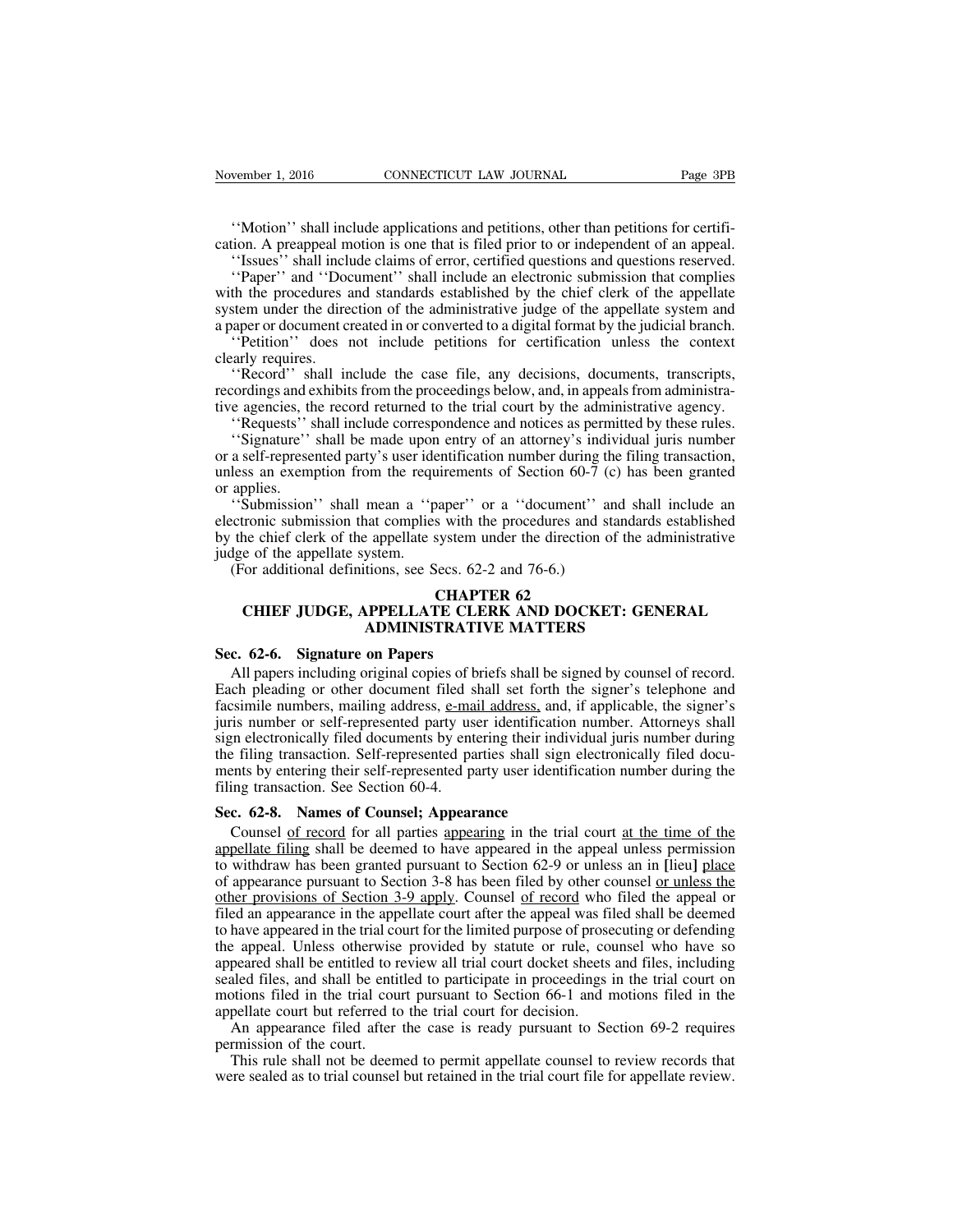''Motion'' shall include applications and petitions, other than petitions for certification. A preappeal motion is one that is filed prior to or independent of an appeal.

''Issues'' shall include claims of error, certified questions and questions reserved.

''Paper'' and ''Document'' shall include an electronic submission that complies with the procedures and standards established by the chief clerk of the appellate system under the direction of the administrative judge of the appellate system and a paper or document created in or converted to a digital format by the judicial branch.

''Petition'' does not include petitions for certification unless the context clearly requires.

''Record'' shall include the case file, any decisions, documents, transcripts, recordings and exhibits from the proceedings below, and, in appeals from administrative agencies, the record returned to the trial court by the administrative agency.

''Requests'' shall include correspondence and notices as permitted by these rules.

''Signature'' shall be made upon entry of an attorney's individual juris number or a self-represented party's user identification number during the filing transaction, unless an exemption from the requirements of Section 60-7 (c) has been granted or applies.

''Submission'' shall mean a ''paper'' or a ''document'' and shall include an electronic submission that complies with the procedures and standards established by the chief clerk of the appellate system under the direction of the administrative judge of the appellate system.

(For additional definitions, see Secs. 62-2 and 76-6.)

## CHAPTER 62
## CHIEF JUDGE, APPELLATE CLERK AND DOCKET: GENERAL ADMINISTRATIVE MATTERS

**Sec. 62-6. Signature on Papers**

All papers including original copies of briefs shall be signed by counsel of record. Each pleading or other document filed shall set forth the signer's telephone and facsimile numbers, mailing address, <u>e-mail address,</u> and, if applicable, the signer's juris number or self-represented party user identification number. Attorneys shall sign electronically filed documents by entering their individual juris number during the filing transaction. Self-represented parties shall sign electronically filed documents by entering their self-represented party user identification number during the filing transaction. See Section 60-4.

**Sec. 62-8. Names of Counsel; Appearance**

Counsel <u>of record</u> for all parties <u>appearing</u> in the trial court <u>at the time of the appellate filing</u> shall be deemed to have appeared in the appeal unless permission to withdraw has been granted pursuant to Section 62-9 or unless an in **[**lieu**]** <u>place</u> of appearance pursuant to Section 3-8 has been filed by other counsel <u>or unless the other provisions of Section 3-9 apply</u>. Counsel <u>of record</u> who filed the appeal or filed an appearance in the appellate court after the appeal was filed shall be deemed to have appeared in the trial court for the limited purpose of prosecuting or defending the appeal. Unless otherwise provided by statute or rule, counsel who have so appeared shall be entitled to review all trial court docket sheets and files, including sealed files, and shall be entitled to participate in proceedings in the trial court on motions filed in the trial court pursuant to Section 66-1 and motions filed in the appellate court but referred to the trial court for decision.

An appearance filed after the case is ready pursuant to Section 69-2 requires permission of the court.

This rule shall not be deemed to permit appellate counsel to review records that were sealed as to trial counsel but retained in the trial court file for appellate review.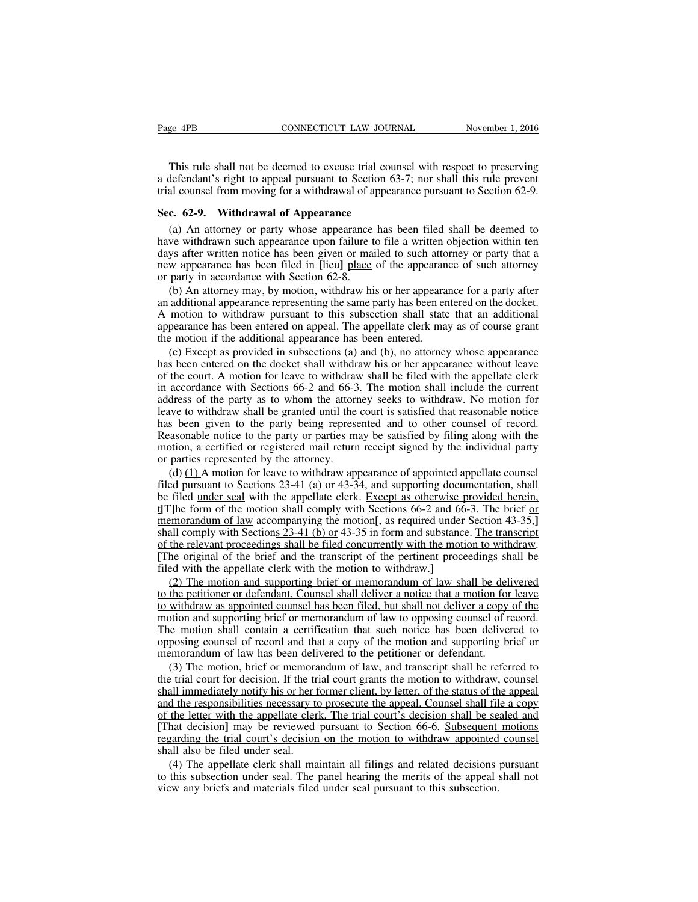This rule shall not be deemed to excuse trial counsel with respect to preserving a defendant's right to appeal pursuant to Section 63-7; nor shall this rule prevent trial counsel from moving for a withdrawal of appearance pursuant to Section 62-9.

**Sec. 62-9. Withdrawal of Appearance**

(a) An attorney or party whose appearance has been filed shall be deemed to have withdrawn such appearance upon failure to file a written objection within ten days after written notice has been given or mailed to such attorney or party that a new appearance has been filed in [lieu] place of the appearance of such attorney or party in accordance with Section 62-8.

(b) An attorney may, by motion, withdraw his or her appearance for a party after an additional appearance representing the same party has been entered on the docket. A motion to withdraw pursuant to this subsection shall state that an additional appearance has been entered on appeal. The appellate clerk may as of course grant the motion if the additional appearance has been entered.

(c) Except as provided in subsections (a) and (b), no attorney whose appearance has been entered on the docket shall withdraw his or her appearance without leave of the court. A motion for leave to withdraw shall be filed with the appellate clerk in accordance with Sections 66-2 and 66-3. The motion shall include the current address of the party as to whom the attorney seeks to withdraw. No motion for leave to withdraw shall be granted until the court is satisfied that reasonable notice has been given to the party being represented and to other counsel of record. Reasonable notice to the party or parties may be satisfied by filing along with the motion, a certified or registered mail return receipt signed by the individual party or parties represented by the attorney.

(d) (1) A motion for leave to withdraw appearance of appointed appellate counsel filed pursuant to Sections 23-41 (a) or 43-34, and supporting documentation, shall be filed under seal with the appellate clerk. Except as otherwise provided herein, t[T]he form of the motion shall comply with Sections 66-2 and 66-3. The brief or memorandum of law accompanying the motion[, as required under Section 43-35,] shall comply with Sections 23-41 (b) or 43-35 in form and substance. The transcript of the relevant proceedings shall be filed concurrently with the motion to withdraw. [The original of the brief and the transcript of the pertinent proceedings shall be filed with the appellate clerk with the motion to withdraw.]

(2) The motion and supporting brief or memorandum of law shall be delivered to the petitioner or defendant. Counsel shall deliver a notice that a motion for leave to withdraw as appointed counsel has been filed, but shall not deliver a copy of the motion and supporting brief or memorandum of law to opposing counsel of record. The motion shall contain a certification that such notice has been delivered to opposing counsel of record and that a copy of the motion and supporting brief or memorandum of law has been delivered to the petitioner or defendant.

(3) The motion, brief or memorandum of law, and transcript shall be referred to the trial court for decision. If the trial court grants the motion to withdraw, counsel shall immediately notify his or her former client, by letter, of the status of the appeal and the responsibilities necessary to prosecute the appeal. Counsel shall file a copy of the letter with the appellate clerk. The trial court's decision shall be sealed and [That decision] may be reviewed pursuant to Section 66-6. Subsequent motions regarding the trial court's decision on the motion to withdraw appointed counsel shall also be filed under seal.

(4) The appellate clerk shall maintain all filings and related decisions pursuant to this subsection under seal. The panel hearing the merits of the appeal shall not view any briefs and materials filed under seal pursuant to this subsection.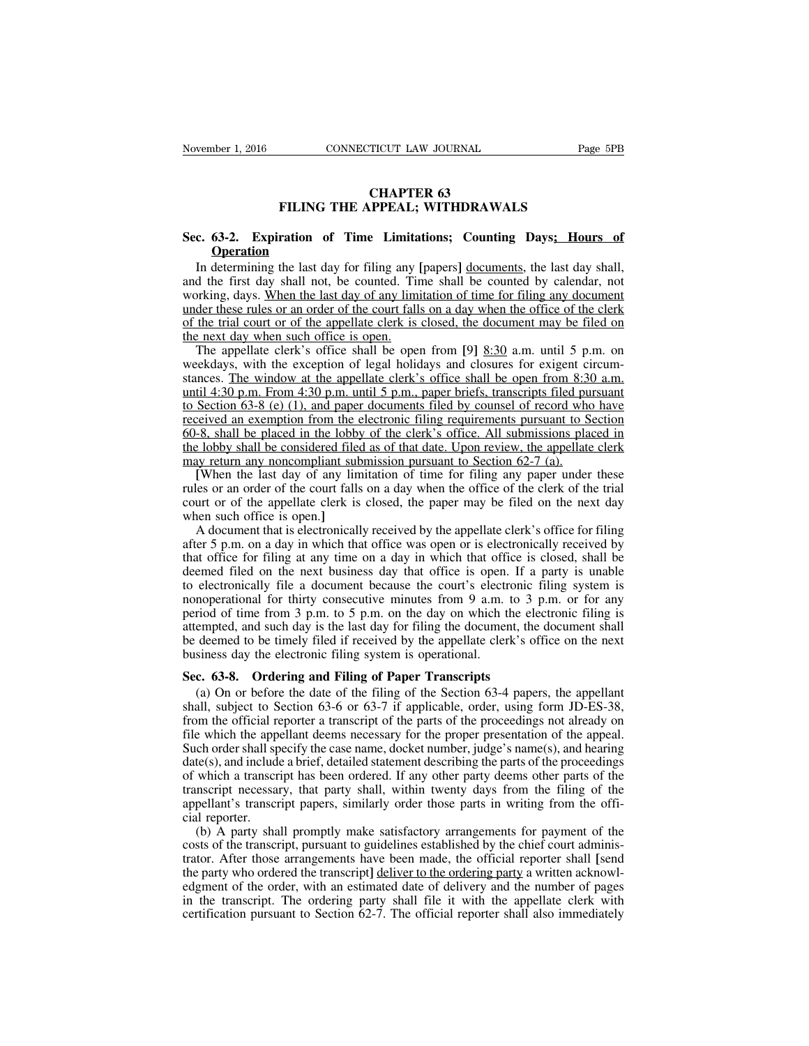# CHAPTER 63
## FILING THE APPEAL; WITHDRAWALS

### Sec. 63-2. Expiration of Time Limitations; Counting Days; Hours of Operation

In determining the last day for filing any [papers] documents, the last day shall, and the first day shall not, be counted. Time shall be counted by calendar, not working, days. When the last day of any limitation of time for filing any document under these rules or an order of the court falls on a day when the office of the clerk of the trial court or of the appellate clerk is closed, the document may be filed on the next day when such office is open.

The appellate clerk's office shall be open from [9] 8:30 a.m. until 5 p.m. on weekdays, with the exception of legal holidays and closures for exigent circumstances. The window at the appellate clerk's office shall be open from 8:30 a.m. until 4:30 p.m. From 4:30 p.m. until 5 p.m., paper briefs, transcripts filed pursuant to Section 63-8 (e) (1), and paper documents filed by counsel of record who have received an exemption from the electronic filing requirements pursuant to Section 60-8, shall be placed in the lobby of the clerk's office. All submissions placed in the lobby shall be considered filed as of that date. Upon review, the appellate clerk may return any noncompliant submission pursuant to Section 62-7 (a).

[When the last day of any limitation of time for filing any paper under these rules or an order of the court falls on a day when the office of the clerk of the trial court or of the appellate clerk is closed, the paper may be filed on the next day when such office is open.]

A document that is electronically received by the appellate clerk's office for filing after 5 p.m. on a day in which that office was open or is electronically received by that office for filing at any time on a day in which that office is closed, shall be deemed filed on the next business day that office is open. If a party is unable to electronically file a document because the court's electronic filing system is nonoperational for thirty consecutive minutes from 9 a.m. to 3 p.m. or for any period of time from 3 p.m. to 5 p.m. on the day on which the electronic filing is attempted, and such day is the last day for filing the document, the document shall be deemed to be timely filed if received by the appellate clerk's office on the next business day the electronic filing system is operational.

### Sec. 63-8. Ordering and Filing of Paper Transcripts

(a) On or before the date of the filing of the Section 63-4 papers, the appellant shall, subject to Section 63-6 or 63-7 if applicable, order, using form JD-ES-38, from the official reporter a transcript of the parts of the proceedings not already on file which the appellant deems necessary for the proper presentation of the appeal. Such order shall specify the case name, docket number, judge's name(s), and hearing date(s), and include a brief, detailed statement describing the parts of the proceedings of which a transcript has been ordered. If any other party deems other parts of the transcript necessary, that party shall, within twenty days from the filing of the appellant's transcript papers, similarly order those parts in writing from the official reporter.

(b) A party shall promptly make satisfactory arrangements for payment of the costs of the transcript, pursuant to guidelines established by the chief court administrator. After those arrangements have been made, the official reporter shall [send the party who ordered the transcript] deliver to the ordering party a written acknowledgment of the order, with an estimated date of delivery and the number of pages in the transcript. The ordering party shall file it with the appellate clerk with certification pursuant to Section 62-7. The official reporter shall also immediately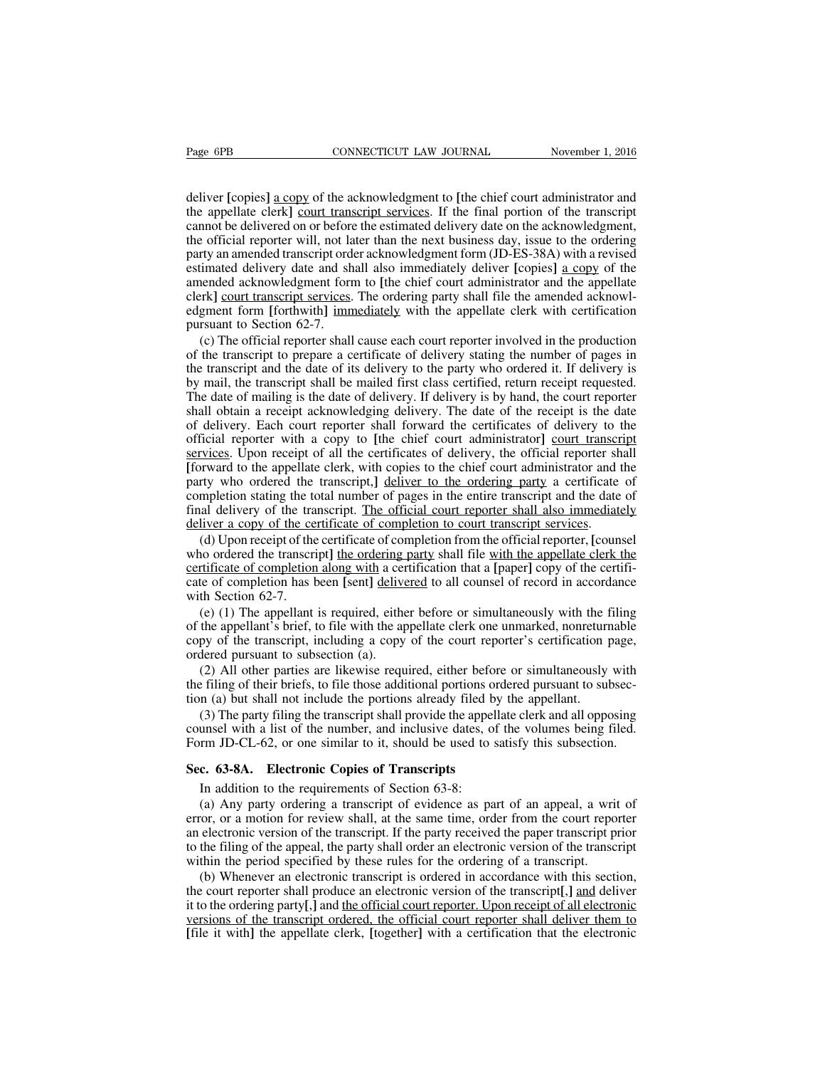deliver [copies] a copy of the acknowledgment to [the chief court administrator and the appellate clerk] court transcript services. If the final portion of the transcript cannot be delivered on or before the estimated delivery date on the acknowledgment, the official reporter will, not later than the next business day, issue to the ordering party an amended transcript order acknowledgment form (JD-ES-38A) with a revised estimated delivery date and shall also immediately deliver [copies] a copy of the amended acknowledgment form to [the chief court administrator and the appellate clerk] court transcript services. The ordering party shall file the amended acknowledgment form [forthwith] immediately with the appellate clerk with certification pursuant to Section 62-7.

(c) The official reporter shall cause each court reporter involved in the production of the transcript to prepare a certificate of delivery stating the number of pages in the transcript and the date of its delivery to the party who ordered it. If delivery is by mail, the transcript shall be mailed first class certified, return receipt requested. The date of mailing is the date of delivery. If delivery is by hand, the court reporter shall obtain a receipt acknowledging delivery. The date of the receipt is the date of delivery. Each court reporter shall forward the certificates of delivery to the official reporter with a copy to [the chief court administrator] court transcript services. Upon receipt of all the certificates of delivery, the official reporter shall [forward to the appellate clerk, with copies to the chief court administrator and the party who ordered the transcript,] deliver to the ordering party a certificate of completion stating the total number of pages in the entire transcript and the date of final delivery of the transcript. The official court reporter shall also immediately deliver a copy of the certificate of completion to court transcript services.

(d) Upon receipt of the certificate of completion from the official reporter, [counsel who ordered the transcript] the ordering party shall file with the appellate clerk the certificate of completion along with a certification that a [paper] copy of the certificate of completion has been [sent] delivered to all counsel of record in accordance with Section 62-7.

(e) (1) The appellant is required, either before or simultaneously with the filing of the appellant's brief, to file with the appellate clerk one unmarked, nonreturnable copy of the transcript, including a copy of the court reporter's certification page, ordered pursuant to subsection (a).

(2) All other parties are likewise required, either before or simultaneously with the filing of their briefs, to file those additional portions ordered pursuant to subsection (a) but shall not include the portions already filed by the appellant.

(3) The party filing the transcript shall provide the appellate clerk and all opposing counsel with a list of the number, and inclusive dates, of the volumes being filed. Form JD-CL-62, or one similar to it, should be used to satisfy this subsection.

**Sec. 63-8A. Electronic Copies of Transcripts**

In addition to the requirements of Section 63-8:

(a) Any party ordering a transcript of evidence as part of an appeal, a writ of error, or a motion for review shall, at the same time, order from the court reporter an electronic version of the transcript. If the party received the paper transcript prior to the filing of the appeal, the party shall order an electronic version of the transcript within the period specified by these rules for the ordering of a transcript.

(b) Whenever an electronic transcript is ordered in accordance with this section, the court reporter shall produce an electronic version of the transcript[,] and deliver it to the ordering party[,] and the official court reporter. Upon receipt of all electronic versions of the transcript ordered, the official court reporter shall deliver them to [file it with] the appellate clerk, [together] with a certification that the electronic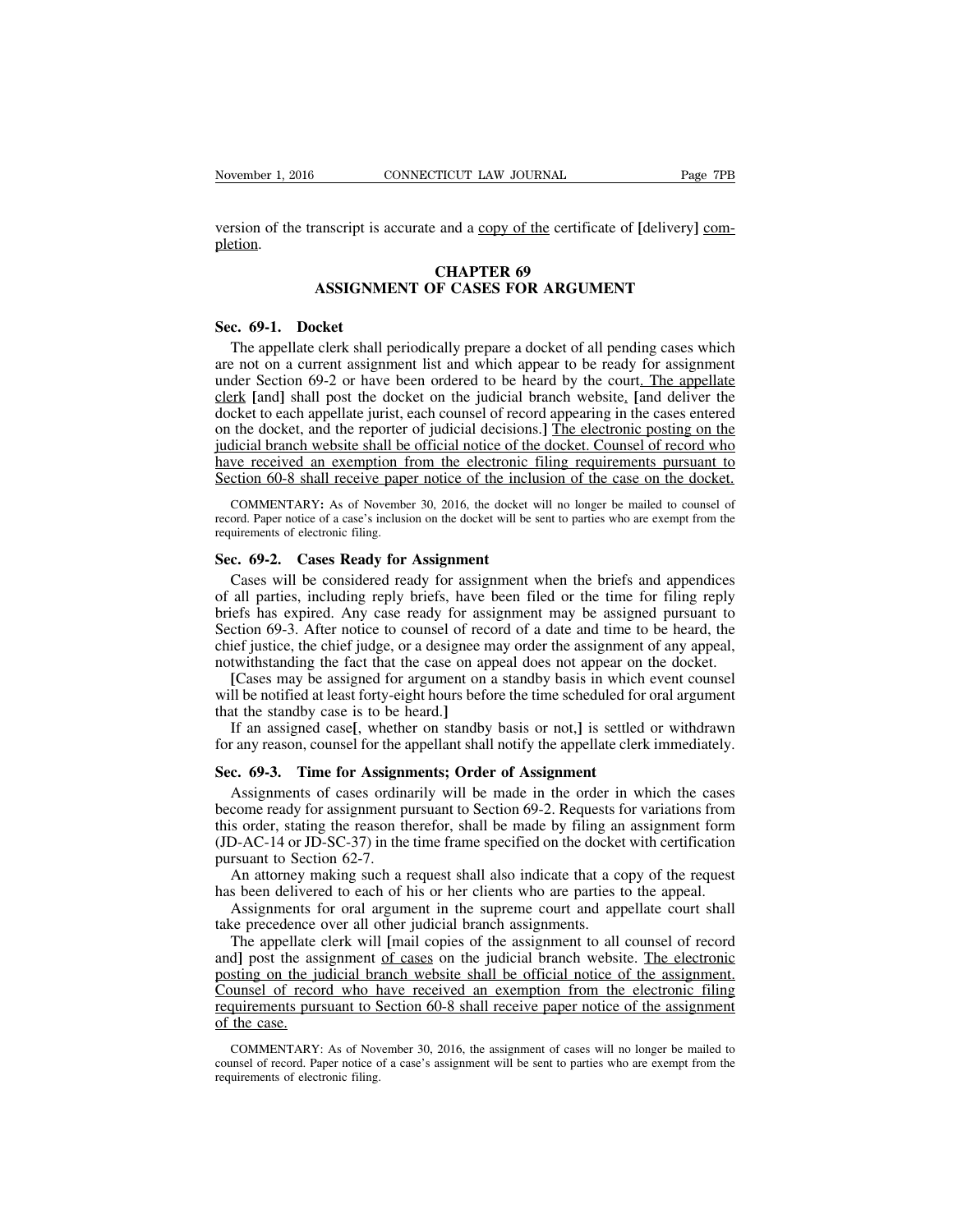version of the transcript is accurate and a <u>copy of the</u> certificate of [delivery] <u>completion</u>.

## CHAPTER 69
## ASSIGNMENT OF CASES FOR ARGUMENT

### Sec. 69-1. Docket

The appellate clerk shall periodically prepare a docket of all pending cases which are not on a current assignment list and which appear to be ready for assignment under Section 69-2 or have been ordered to be heard by the court<u>. The appellate clerk</u> [and] shall post the docket on the judicial branch website<u>.</u> [and deliver the docket to each appellate jurist, each counsel of record appearing in the cases entered on the docket, and the reporter of judicial decisions.] <u>The electronic posting on the judicial branch website shall be official notice of the docket. Counsel of record who have received an exemption from the electronic filing requirements pursuant to Section 60-8 shall receive paper notice of the inclusion of the case on the docket.</u>

COMMENTARY: As of November 30, 2016, the docket will no longer be mailed to counsel of record. Paper notice of a case's inclusion on the docket will be sent to parties who are exempt from the requirements of electronic filing.

### Sec. 69-2. Cases Ready for Assignment

Cases will be considered ready for assignment when the briefs and appendices of all parties, including reply briefs, have been filed or the time for filing reply briefs has expired. Any case ready for assignment may be assigned pursuant to Section 69-3. After notice to counsel of record of a date and time to be heard, the chief justice, the chief judge, or a designee may order the assignment of any appeal, notwithstanding the fact that the case on appeal does not appear on the docket.

[Cases may be assigned for argument on a standby basis in which event counsel will be notified at least forty-eight hours before the time scheduled for oral argument that the standby case is to be heard.]

If an assigned case[, whether on standby basis or not,] is settled or withdrawn for any reason, counsel for the appellant shall notify the appellate clerk immediately.

### Sec. 69-3. Time for Assignments; Order of Assignment

Assignments of cases ordinarily will be made in the order in which the cases become ready for assignment pursuant to Section 69-2. Requests for variations from this order, stating the reason therefor, shall be made by filing an assignment form (JD-AC-14 or JD-SC-37) in the time frame specified on the docket with certification pursuant to Section 62-7.

An attorney making such a request shall also indicate that a copy of the request has been delivered to each of his or her clients who are parties to the appeal.

Assignments for oral argument in the supreme court and appellate court shall take precedence over all other judicial branch assignments.

The appellate clerk will [mail copies of the assignment to all counsel of record and] post the assignment <u>of cases</u> on the judicial branch website. <u>The electronic posting on the judicial branch website shall be official notice of the assignment. Counsel of record who have received an exemption from the electronic filing requirements pursuant to Section 60-8 shall receive paper notice of the assignment of the case.</u>

COMMENTARY: As of November 30, 2016, the assignment of cases will no longer be mailed to counsel of record. Paper notice of a case's assignment will be sent to parties who are exempt from the requirements of electronic filing.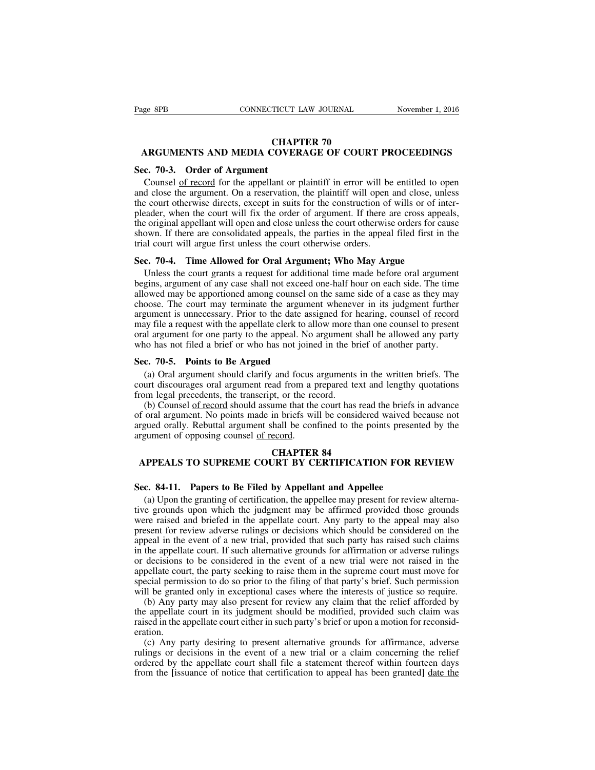## CHAPTER 70
## ARGUMENTS AND MEDIA COVERAGE OF COURT PROCEEDINGS

### Sec. 70-3. Order of Argument

Counsel <u>of record</u> for the appellant or plaintiff in error will be entitled to open and close the argument. On a reservation, the plaintiff will open and close, unless the court otherwise directs, except in suits for the construction of wills or of interpleader, when the court will fix the order of argument. If there are cross appeals, the original appellant will open and close unless the court otherwise orders for cause shown. If there are consolidated appeals, the parties in the appeal filed first in the trial court will argue first unless the court otherwise orders.

### Sec. 70-4. Time Allowed for Oral Argument; Who May Argue

Unless the court grants a request for additional time made before oral argument begins, argument of any case shall not exceed one-half hour on each side. The time allowed may be apportioned among counsel on the same side of a case as they may choose. The court may terminate the argument whenever in its judgment further argument is unnecessary. Prior to the date assigned for hearing, counsel <u>of record</u> may file a request with the appellate clerk to allow more than one counsel to present oral argument for one party to the appeal. No argument shall be allowed any party who has not filed a brief or who has not joined in the brief of another party.

### Sec. 70-5. Points to Be Argued

(a) Oral argument should clarify and focus arguments in the written briefs. The court discourages oral argument read from a prepared text and lengthy quotations from legal precedents, the transcript, or the record.

(b) Counsel <u>of record</u> should assume that the court has read the briefs in advance of oral argument. No points made in briefs will be considered waived because not argued orally. Rebuttal argument shall be confined to the points presented by the argument of opposing counsel <u>of record</u>.

## CHAPTER 84
## APPEALS TO SUPREME COURT BY CERTIFICATION FOR REVIEW

### Sec. 84-11. Papers to Be Filed by Appellant and Appellee

(a) Upon the granting of certification, the appellee may present for review alternative grounds upon which the judgment may be affirmed provided those grounds were raised and briefed in the appellate court. Any party to the appeal may also present for review adverse rulings or decisions which should be considered on the appeal in the event of a new trial, provided that such party has raised such claims in the appellate court. If such alternative grounds for affirmation or adverse rulings or decisions to be considered in the event of a new trial were not raised in the appellate court, the party seeking to raise them in the supreme court must move for special permission to do so prior to the filing of that party's brief. Such permission will be granted only in exceptional cases where the interests of justice so require.

(b) Any party may also present for review any claim that the relief afforded by the appellate court in its judgment should be modified, provided such claim was raised in the appellate court either in such party's brief or upon a motion for reconsideration.

(c) Any party desiring to present alternative grounds for affirmance, adverse rulings or decisions in the event of a new trial or a claim concerning the relief ordered by the appellate court shall file a statement thereof within fourteen days from the [issuance of notice that certification to appeal has been granted] <u>date the</u>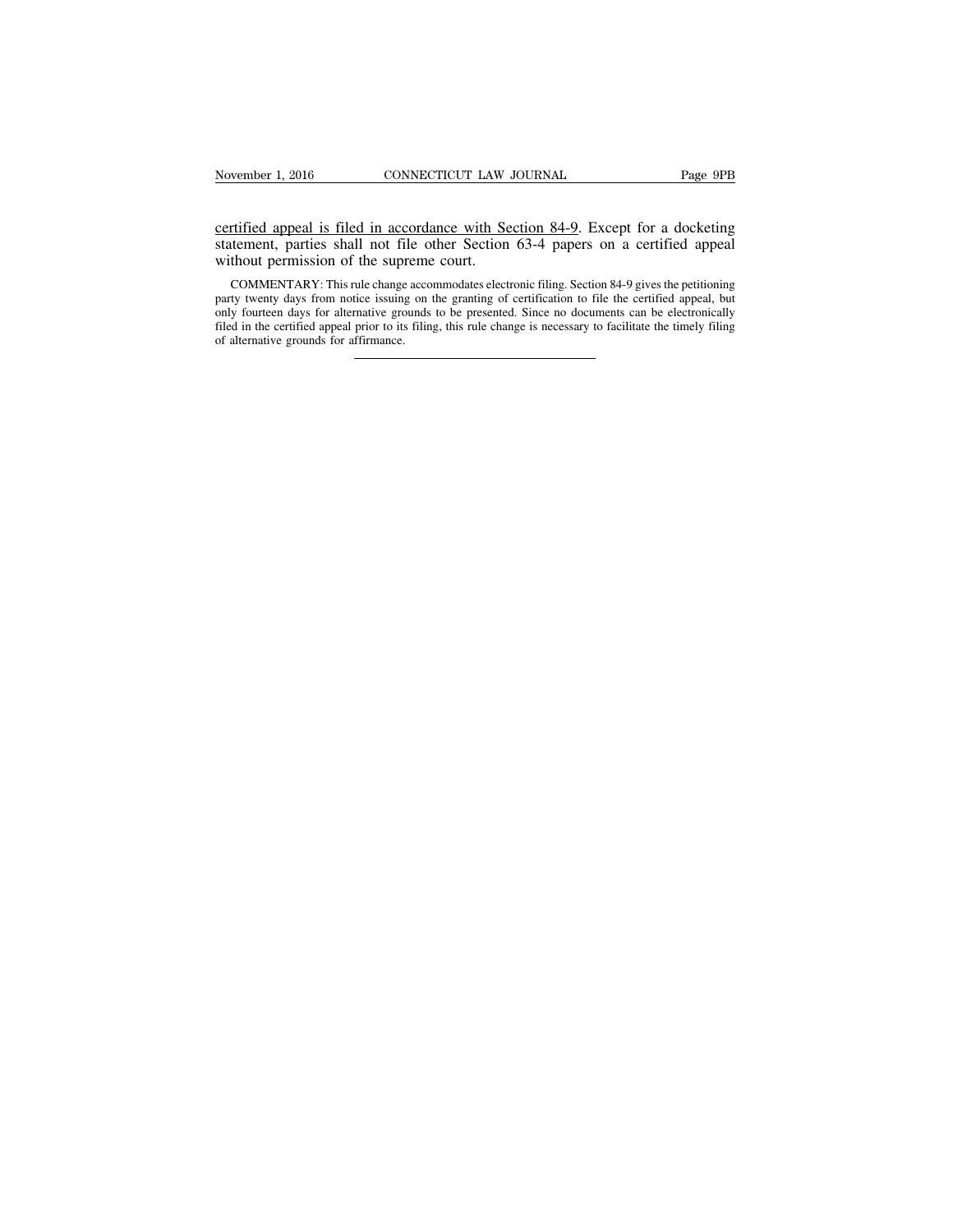<u>certified appeal is filed in accordance with Section 84-9</u>. Except for a docketing statement, parties shall not file other Section 63-4 papers on a certified appeal without permission of the supreme court.

COMMENTARY: This rule change accommodates electronic filing. Section 84-9 gives the petitioning party twenty days from notice issuing on the granting of certification to file the certified appeal, but only fourteen days for alternative grounds to be presented. Since no documents can be electronically filed in the certified appeal prior to its filing, this rule change is necessary to facilitate the timely filing of alternative grounds for affirmance.